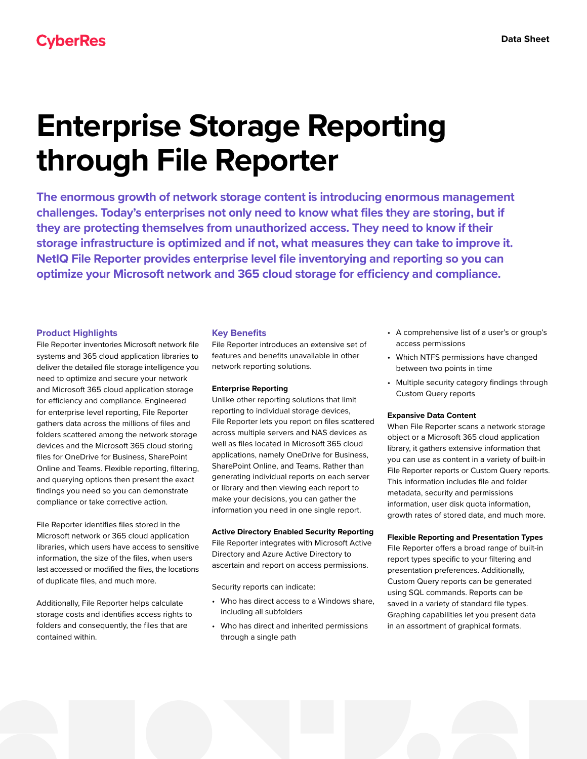# Enterprise Storage Reporting through File Reporter

**The enormous growth of network storage content is introducing enormous management challenges. Today's enterprises not only need to know what files they are storing, but if they are protecting themselves from unauthorized access. They need to know if their storage infrastructure is optimized and if not, what measures they can take to improve it. NetIQ File Reporter provides enterprise level file inventorying and reporting so you can optimize your Microsoft network and 365 cloud storage for efficiency and compliance.**

## Product Highlights

File Reporter inventories Microsoft network file systems and 365 cloud application libraries to deliver the detailed file storage intelligence you need to optimize and secure your network and Microsoft 365 cloud application storage for efficiency and compliance. Engineered for enterprise level reporting, File Reporter gathers data across the millions of files and folders scattered among the network storage devices and the Microsoft 365 cloud storing files for OneDrive for Business, SharePoint Online and Teams. Flexible reporting, filtering, and querying options then present the exact findings you need so you can demonstrate compliance or take corrective action.

File Reporter identifies files stored in the Microsoft network or 365 cloud application libraries, which users have access to sensitive information, the size of the files, when users last accessed or modified the files, the locations of duplicate files, and much more.

Additionally, File Reporter helps calculate storage costs and identifies access rights to folders and consequently, the files that are contained within.

## Key Benefits

File Reporter introduces an extensive set of features and benefits unavailable in other network reporting solutions.

### Enterprise Reporting

Unlike other reporting solutions that limit reporting to individual storage devices, File Reporter lets you report on files scattered across multiple servers and NAS devices as well as files located in Microsoft 365 cloud applications, namely OneDrive for Business, SharePoint Online, and Teams. Rather than generating individual reports on each server or library and then viewing each report to make your decisions, you can gather the information you need in one single report.

### Active Directory Enabled Security Reporting

File Reporter integrates with Microsoft Active Directory and Azure Active Directory to ascertain and report on access permissions.

Security reports can indicate:

- Who has direct access to a Windows share, including all subfolders
- Who has direct and inherited permissions through a single path
- A comprehensive list of a user's or group's access permissions
- Which NTFS permissions have changed between two points in time
- Multiple security category findings through Custom Query reports

### Expansive Data Content

When File Reporter scans a network storage object or a Microsoft 365 cloud application library, it gathers extensive information that you can use as content in a variety of built-in File Reporter reports or Custom Query reports. This information includes file and folder metadata, security and permissions information, user disk quota information, growth rates of stored data, and much more.

### Flexible Reporting and Presentation Types

File Reporter offers a broad range of built-in report types specific to your filtering and presentation preferences. Additionally, Custom Query reports can be generated using SQL commands. Reports can be saved in a variety of standard file types. Graphing capabilities let you present data in an assortment of graphical formats.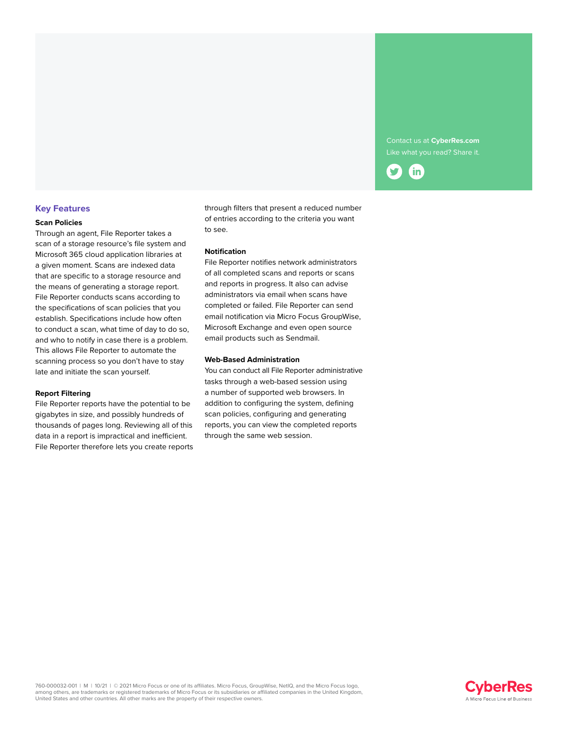Contact us at **CyberRes.com**
Like what you read? Share it.

## Key Features

### Scan Policies

Through an agent, File Reporter takes a scan of a storage resource's file system and Microsoft 365 cloud application libraries at a given moment. Scans are indexed data that are specific to a storage resource and the means of generating a storage report. File Reporter conducts scans according to the specifications of scan policies that you establish. Specifications include how often to conduct a scan, what time of day to do so, and who to notify in case there is a problem. This allows File Reporter to automate the scanning process so you don't have to stay late and initiate the scan yourself.

### Report Filtering

File Reporter reports have the potential to be gigabytes in size, and possibly hundreds of thousands of pages long. Reviewing all of this data in a report is impractical and inefficient. File Reporter therefore lets you create reports through filters that present a reduced number of entries according to the criteria you want to see.

### Notification

File Reporter notifies network administrators of all completed scans and reports or scans and reports in progress. It also can advise administrators via email when scans have completed or failed. File Reporter can send email notification via Micro Focus GroupWise, Microsoft Exchange and even open source email products such as Sendmail.

### Web-Based Administration

You can conduct all File Reporter administrative tasks through a web-based session using a number of supported web browsers. In addition to configuring the system, defining scan policies, configuring and generating reports, you can view the completed reports through the same web session.

760-000032-001 | M | 10/21 | © 2021 Micro Focus or one of its affiliates. Micro Focus, GroupWise, NetIQ, and the Micro Focus logo, among others, are trademarks or registered trademarks of Micro Focus or its subsidiaries or affiliated companies in the United Kingdom, United States and other countries. All other marks are the property of their respective owners.

CyberRes
A Micro Focus Line of Business